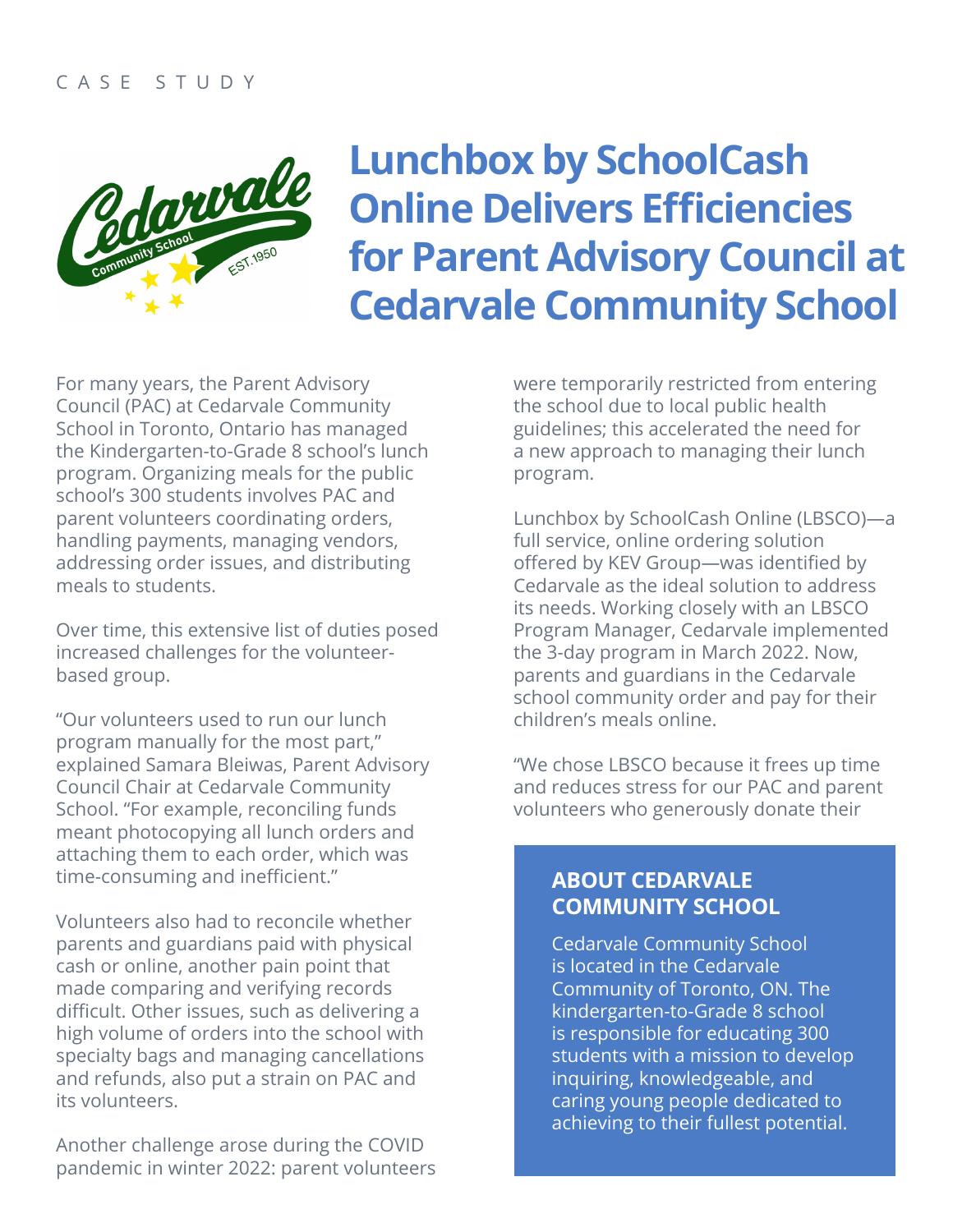CASE STUDY

# Lunchbox by SchoolCash Online Delivers Efficiencies for Parent Advisory Council at Cedarvale Community School

For many years, the Parent Advisory Council (PAC) at Cedarvale Community School in Toronto, Ontario has managed the Kindergarten-to-Grade 8 school's lunch program. Organizing meals for the public school's 300 students involves PAC and parent volunteers coordinating orders, handling payments, managing vendors, addressing order issues, and distributing meals to students.

Over time, this extensive list of duties posed increased challenges for the volunteer-based group.

"Our volunteers used to run our lunch program manually for the most part," explained Samara Bleiwas, Parent Advisory Council Chair at Cedarvale Community School. "For example, reconciling funds meant photocopying all lunch orders and attaching them to each order, which was time-consuming and inefficient."

Volunteers also had to reconcile whether parents and guardians paid with physical cash or online, another pain point that made comparing and verifying records difficult. Other issues, such as delivering a high volume of orders into the school with specialty bags and managing cancellations and refunds, also put a strain on PAC and its volunteers.

Another challenge arose during the COVID pandemic in winter 2022: parent volunteers were temporarily restricted from entering the school due to local public health guidelines; this accelerated the need for a new approach to managing their lunch program.

Lunchbox by SchoolCash Online (LBSCO)—a full service, online ordering solution offered by KEV Group—was identified by Cedarvale as the ideal solution to address its needs. Working closely with an LBSCO Program Manager, Cedarvale implemented the 3-day program in March 2022. Now, parents and guardians in the Cedarvale school community order and pay for their children's meals online.

"We chose LBSCO because it frees up time and reduces stress for our PAC and parent volunteers who generously donate their

## ABOUT CEDARVALE COMMUNITY SCHOOL

Cedarvale Community School is located in the Cedarvale Community of Toronto, ON. The kindergarten-to-Grade 8 school is responsible for educating 300 students with a mission to develop inquiring, knowledgeable, and caring young people dedicated to achieving to their fullest potential.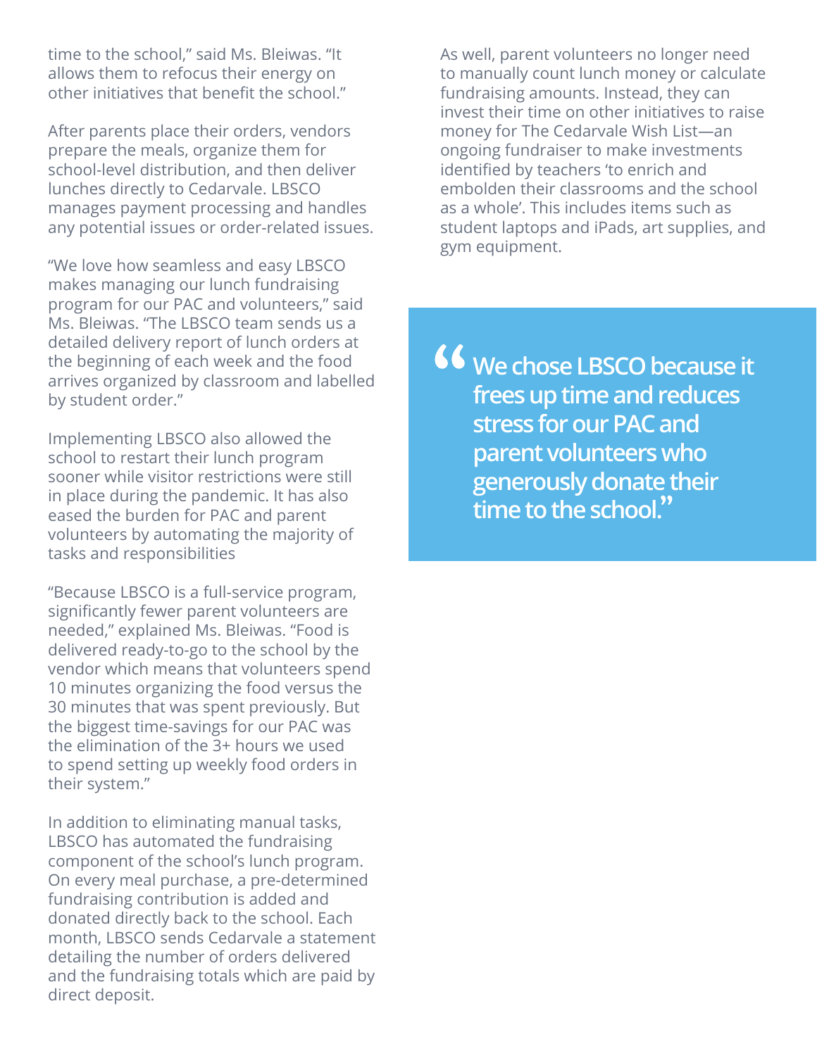time to the school," said Ms. Bleiwas. "It allows them to refocus their energy on other initiatives that benefit the school."

After parents place their orders, vendors prepare the meals, organize them for school-level distribution, and then deliver lunches directly to Cedarvale. LBSCO manages payment processing and handles any potential issues or order-related issues.

"We love how seamless and easy LBSCO makes managing our lunch fundraising program for our PAC and volunteers," said Ms. Bleiwas. "The LBSCO team sends us a detailed delivery report of lunch orders at the beginning of each week and the food arrives organized by classroom and labelled by student order."

Implementing LBSCO also allowed the school to restart their lunch program sooner while visitor restrictions were still in place during the pandemic. It has also eased the burden for PAC and parent volunteers by automating the majority of tasks and responsibilities

"Because LBSCO is a full-service program, significantly fewer parent volunteers are needed," explained Ms. Bleiwas. "Food is delivered ready-to-go to the school by the vendor which means that volunteers spend 10 minutes organizing the food versus the 30 minutes that was spent previously. But the biggest time-savings for our PAC was the elimination of the 3+ hours we used to spend setting up weekly food orders in their system."

In addition to eliminating manual tasks, LBSCO has automated the fundraising component of the school's lunch program. On every meal purchase, a pre-determined fundraising contribution is added and donated directly back to the school. Each month, LBSCO sends Cedarvale a statement detailing the number of orders delivered and the fundraising totals which are paid by direct deposit.

As well, parent volunteers no longer need to manually count lunch money or calculate fundraising amounts. Instead, they can invest their time on other initiatives to raise money for The Cedarvale Wish List—an ongoing fundraiser to make investments identified by teachers 'to enrich and embolden their classrooms and the school as a whole'. This includes items such as student laptops and iPads, art supplies, and gym equipment.

> **"We chose LBSCO because it frees up time and reduces stress for our PAC and parent volunteers who generously donate their time to the school."**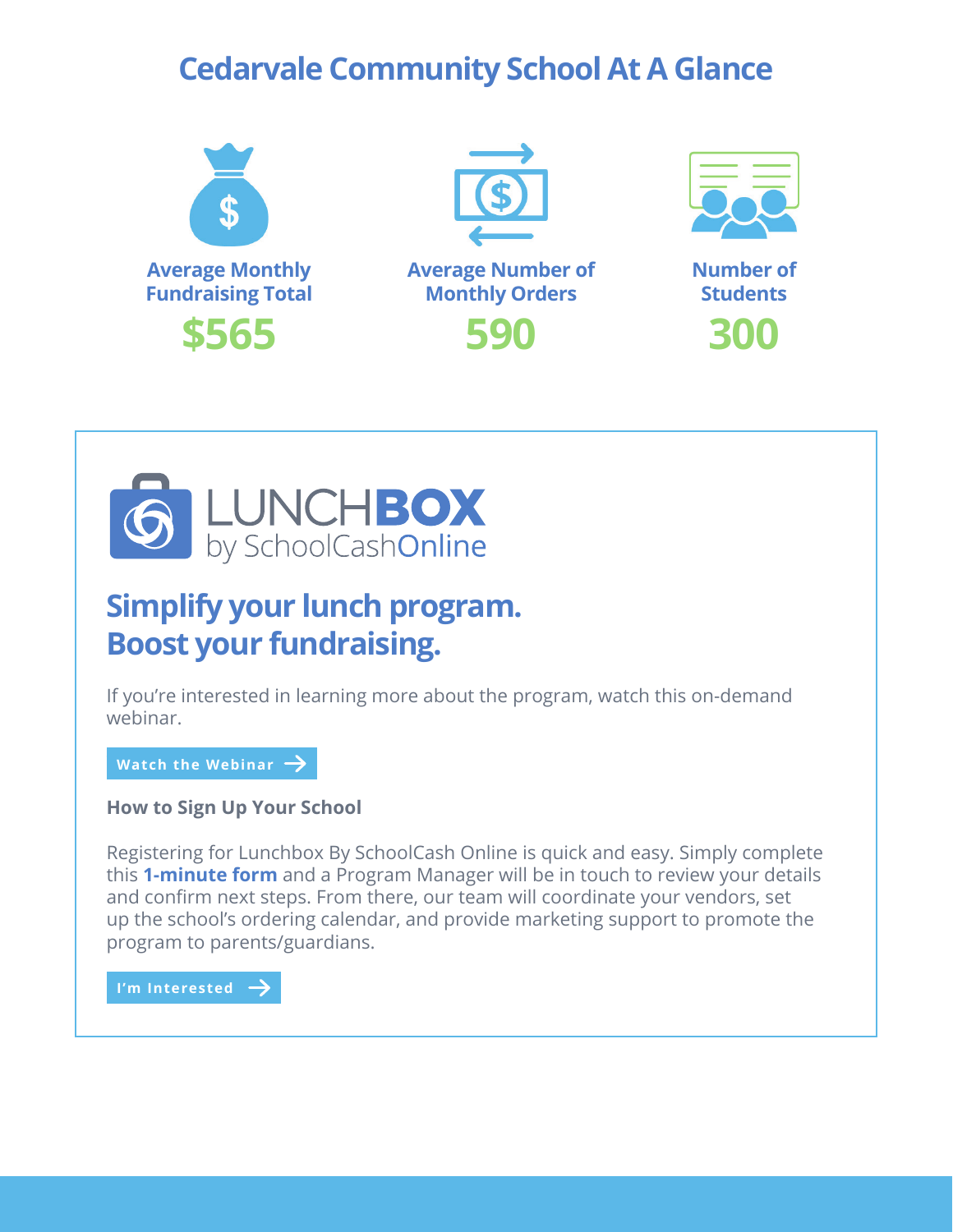# Cedarvale Community School At A Glance

**Average Monthly Fundraising Total**
**$565**

**Average Number of Monthly Orders**
**590**

**Number of Students**
**300**

LUNCH**BOX**
by SchoolCash**Online**

## Simplify your lunch program. Boost your fundraising.

If you're interested in learning more about the program, watch this on-demand webinar.

**Watch the Webinar →**

### How to Sign Up Your School

Registering for Lunchbox By SchoolCash Online is quick and easy. Simply complete this **1-minute form** and a Program Manager will be in touch to review your details and confirm next steps. From there, our team will coordinate your vendors, set up the school's ordering calendar, and provide marketing support to promote the program to parents/guardians.

**I'm Interested →**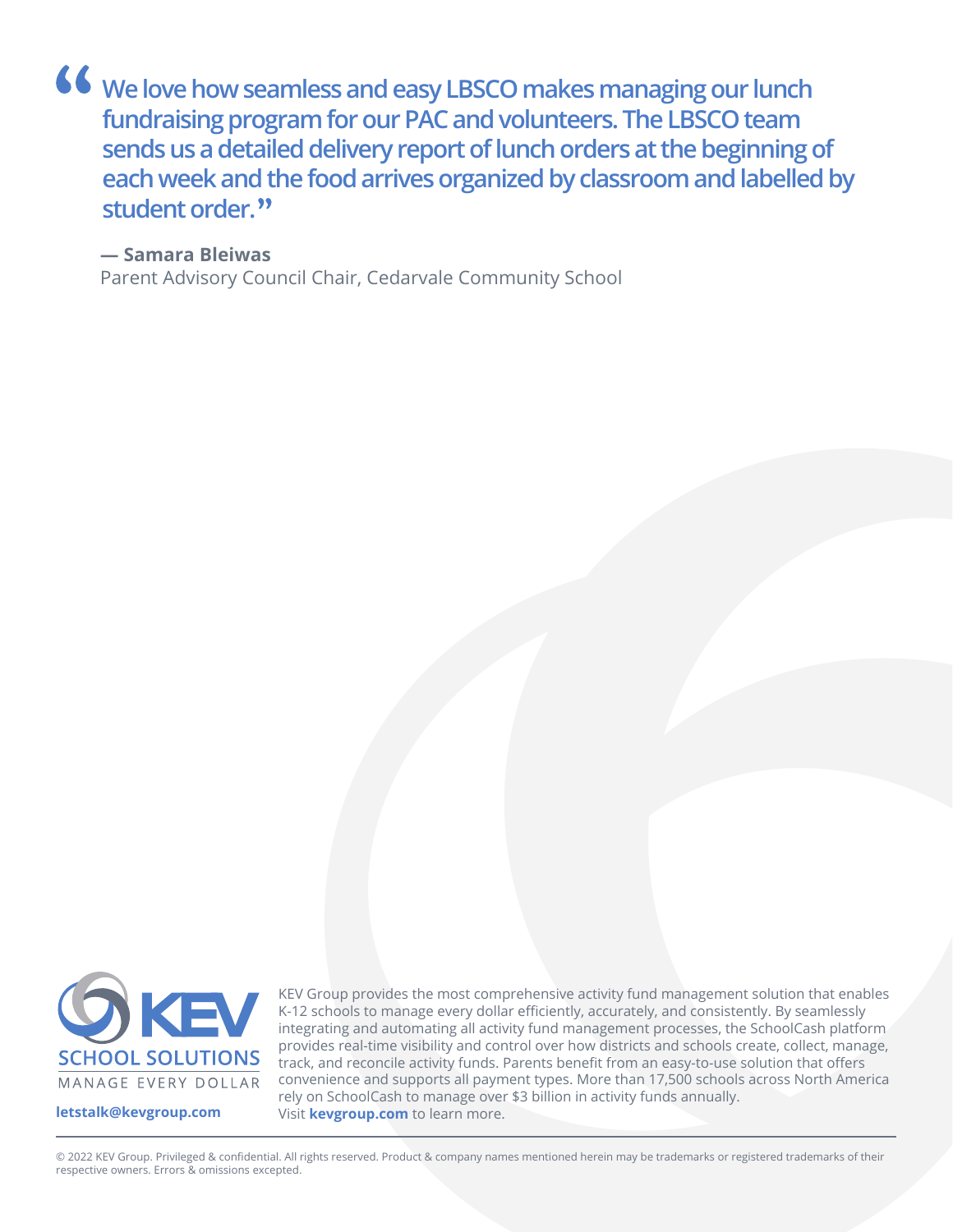> "We love how seamless and easy LBSCO makes managing our lunch fundraising program for our PAC and volunteers. The LBSCO team sends us a detailed delivery report of lunch orders at the beginning of each week and the food arrives organized by classroom and labelled by student order."

**— Samara Bleiwas**
Parent Advisory Council Chair, Cedarvale Community School

KEV SCHOOL SOLUTIONS
MANAGE EVERY DOLLAR

**letstalk@kevgroup.com**

KEV Group provides the most comprehensive activity fund management solution that enables K-12 schools to manage every dollar efficiently, accurately, and consistently. By seamlessly integrating and automating all activity fund management processes, the SchoolCash platform provides real-time visibility and control over how districts and schools create, collect, manage, track, and reconcile activity funds. Parents benefit from an easy-to-use solution that offers convenience and supports all payment types. More than 17,500 schools across North America rely on SchoolCash to manage over $3 billion in activity funds annually.
Visit **kevgroup.com** to learn more.

© 2022 KEV Group. Privileged & confidential. All rights reserved. Product & company names mentioned herein may be trademarks or registered trademarks of their respective owners. Errors & omissions excepted.